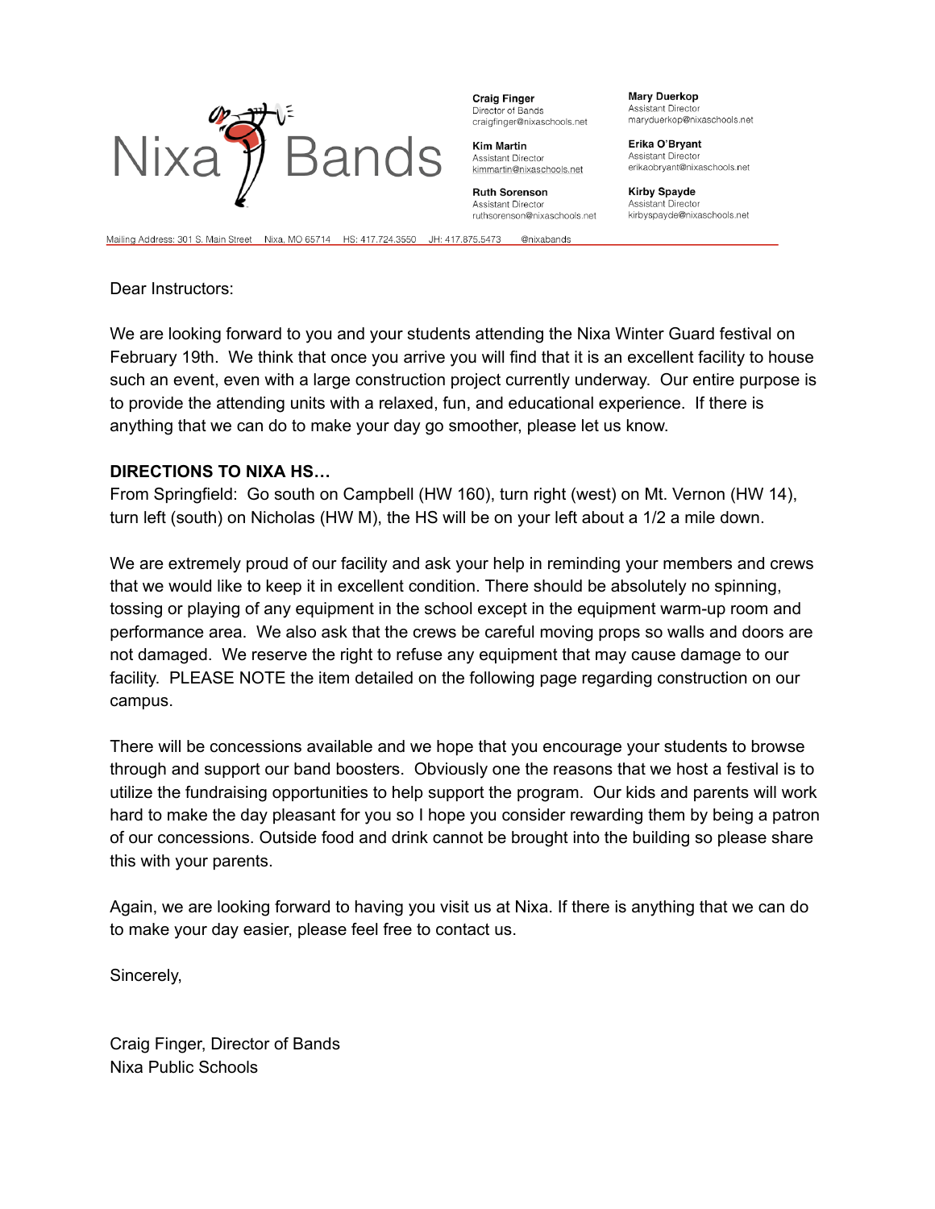Nixa Bands

**Craig Finger**
Director of Bands
craigfinger@nixaschools.net

**Kim Martin**
Assistant Director
kimmartin@nixaschools.net

**Ruth Sorenson**
Assistant Director
ruthsorenson@nixaschools.net

**Mary Duerkop**
Assistant Director
maryduerkop@nixaschools.net

**Erika O'Bryant**
Assistant Director
erikaobryant@nixaschools.net

**Kirby Spayde**
Assistant Director
kirbyspayde@nixaschools.net

Mailing Address: 301 S. Main Street Nixa, MO 65714 HS: 417.724.3550 JH: 417.875.5473 @nixabands

Dear Instructors:

We are looking forward to you and your students attending the Nixa Winter Guard festival on February 19th. We think that once you arrive you will find that it is an excellent facility to house such an event, even with a large construction project currently underway. Our entire purpose is to provide the attending units with a relaxed, fun, and educational experience. If there is anything that we can do to make your day go smoother, please let us know.

**DIRECTIONS TO NIXA HS…**
From Springfield: Go south on Campbell (HW 160), turn right (west) on Mt. Vernon (HW 14), turn left (south) on Nicholas (HW M), the HS will be on your left about a 1/2 a mile down.

We are extremely proud of our facility and ask your help in reminding your members and crews that we would like to keep it in excellent condition. There should be absolutely no spinning, tossing or playing of any equipment in the school except in the equipment warm-up room and performance area. We also ask that the crews be careful moving props so walls and doors are not damaged. We reserve the right to refuse any equipment that may cause damage to our facility. PLEASE NOTE the item detailed on the following page regarding construction on our campus.

There will be concessions available and we hope that you encourage your students to browse through and support our band boosters. Obviously one the reasons that we host a festival is to utilize the fundraising opportunities to help support the program. Our kids and parents will work hard to make the day pleasant for you so I hope you consider rewarding them by being a patron of our concessions. Outside food and drink cannot be brought into the building so please share this with your parents.

Again, we are looking forward to having you visit us at Nixa. If there is anything that we can do to make your day easier, please feel free to contact us.

Sincerely,

Craig Finger, Director of Bands
Nixa Public Schools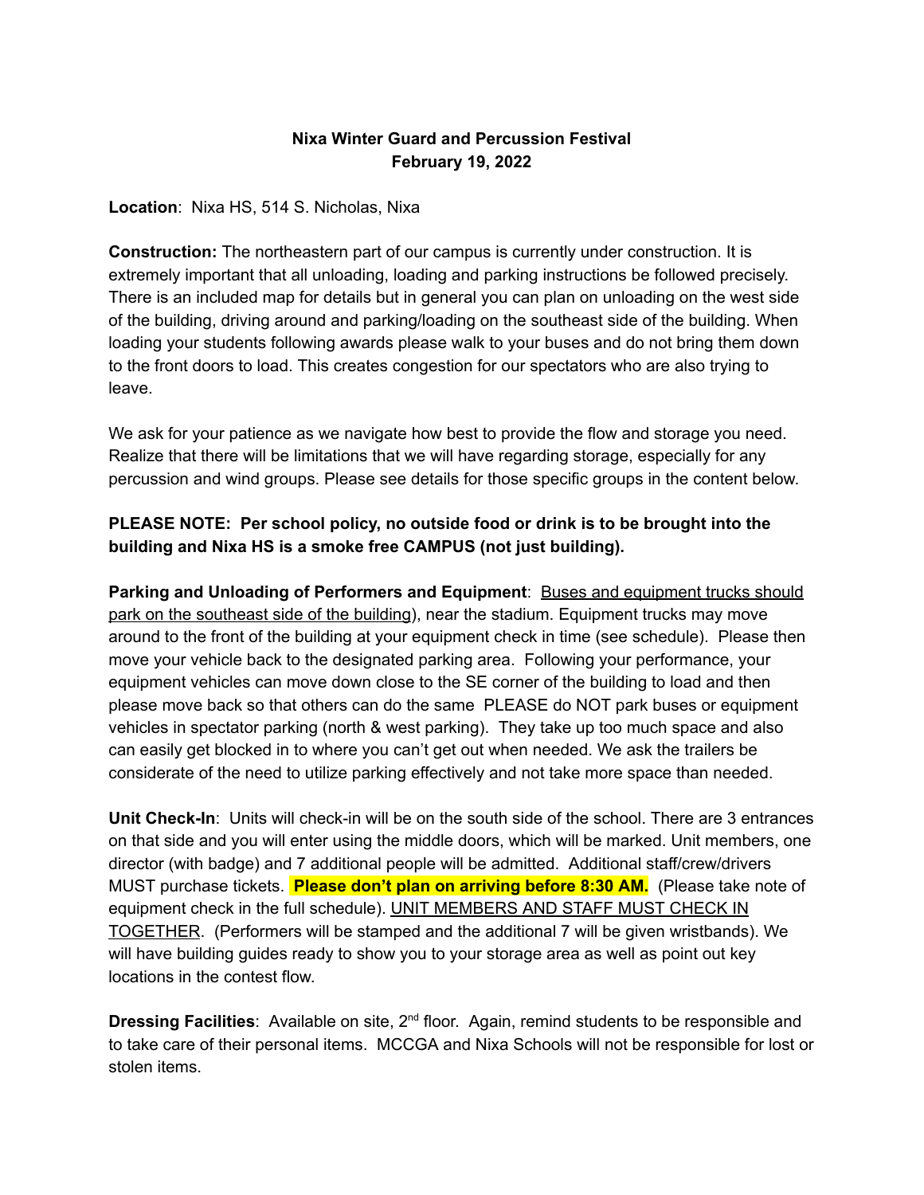**Nixa Winter Guard and Percussion Festival**
**February 19, 2022**

**Location**: Nixa HS, 514 S. Nicholas, Nixa

**Construction:** The northeastern part of our campus is currently under construction. It is extremely important that all unloading, loading and parking instructions be followed precisely. There is an included map for details but in general you can plan on unloading on the west side of the building, driving around and parking/loading on the southeast side of the building. When loading your students following awards please walk to your buses and do not bring them down to the front doors to load. This creates congestion for our spectators who are also trying to leave.

We ask for your patience as we navigate how best to provide the flow and storage you need. Realize that there will be limitations that we will have regarding storage, especially for any percussion and wind groups. Please see details for those specific groups in the content below.

**PLEASE NOTE: Per school policy, no outside food or drink is to be brought into the building and Nixa HS is a smoke free CAMPUS (not just building).**

**Parking and Unloading of Performers and Equipment**: <u>Buses and equipment trucks should park on the southeast side of the building</u>), near the stadium. Equipment trucks may move around to the front of the building at your equipment check in time (see schedule). Please then move your vehicle back to the designated parking area. Following your performance, your equipment vehicles can move down close to the SE corner of the building to load and then please move back so that others can do the same PLEASE do NOT park buses or equipment vehicles in spectator parking (north & west parking). They take up too much space and also can easily get blocked in to where you can't get out when needed. We ask the trailers be considerate of the need to utilize parking effectively and not take more space than needed.

**Unit Check-In**: Units will check-in will be on the south side of the school. There are 3 entrances on that side and you will enter using the middle doors, which will be marked. Unit members, one director (with badge) and 7 additional people will be admitted. Additional staff/crew/drivers MUST purchase tickets. **Please don't plan on arriving before 8:30 AM.** (Please take note of equipment check in the full schedule). <u>UNIT MEMBERS AND STAFF MUST CHECK IN TOGETHER</u>. (Performers will be stamped and the additional 7 will be given wristbands). We will have building guides ready to show you to your storage area as well as point out key locations in the contest flow.

**Dressing Facilities**: Available on site, 2nd floor. Again, remind students to be responsible and to take care of their personal items. MCCGA and Nixa Schools will not be responsible for lost or stolen items.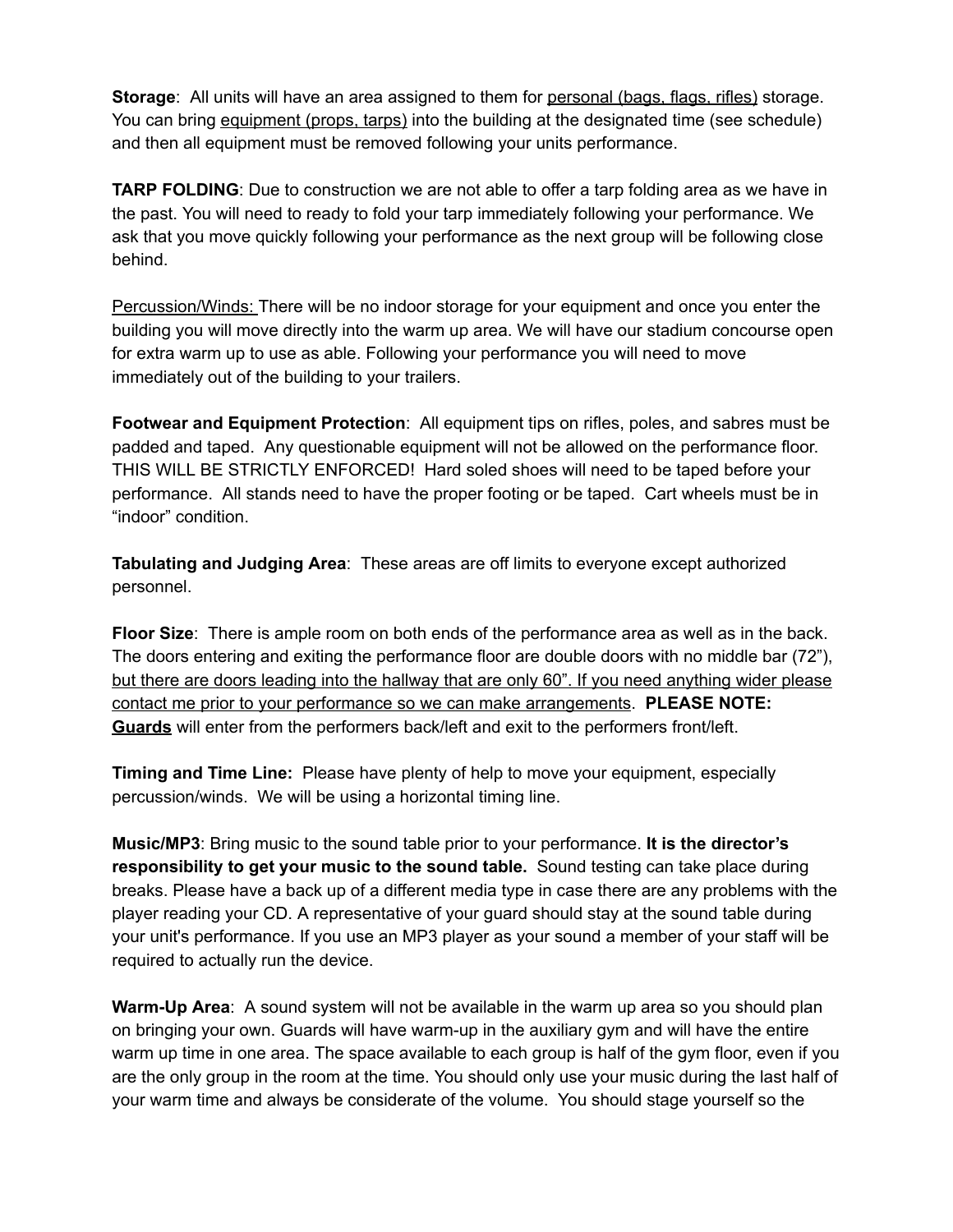**Storage**: All units will have an area assigned to them for <u>personal (bags, flags, rifles)</u> storage. You can bring <u>equipment (props, tarps)</u> into the building at the designated time (see schedule) and then all equipment must be removed following your units performance.

**TARP FOLDING**: Due to construction we are not able to offer a tarp folding area as we have in the past. You will need to ready to fold your tarp immediately following your performance. We ask that you move quickly following your performance as the next group will be following close behind.

<u>Percussion/Winds:</u> There will be no indoor storage for your equipment and once you enter the building you will move directly into the warm up area. We will have our stadium concourse open for extra warm up to use as able. Following your performance you will need to move immediately out of the building to your trailers.

**Footwear and Equipment Protection**: All equipment tips on rifles, poles, and sabres must be padded and taped. Any questionable equipment will not be allowed on the performance floor. THIS WILL BE STRICTLY ENFORCED! Hard soled shoes will need to be taped before your performance. All stands need to have the proper footing or be taped. Cart wheels must be in "indoor" condition.

**Tabulating and Judging Area**: These areas are off limits to everyone except authorized personnel.

**Floor Size**: There is ample room on both ends of the performance area as well as in the back. The doors entering and exiting the performance floor are double doors with no middle bar (72"), <u>but there are doors leading into the hallway that are only 60". If you need anything wider please contact me prior to your performance so we can make arrangements</u>. **PLEASE NOTE: <u>Guards</u>** will enter from the performers back/left and exit to the performers front/left.

**Timing and Time Line:** Please have plenty of help to move your equipment, especially percussion/winds. We will be using a horizontal timing line.

**Music/MP3**: Bring music to the sound table prior to your performance. **It is the director's responsibility to get your music to the sound table.** Sound testing can take place during breaks. Please have a back up of a different media type in case there are any problems with the player reading your CD. A representative of your guard should stay at the sound table during your unit's performance. If you use an MP3 player as your sound a member of your staff will be required to actually run the device.

**Warm-Up Area**: A sound system will not be available in the warm up area so you should plan on bringing your own. Guards will have warm-up in the auxiliary gym and will have the entire warm up time in one area. The space available to each group is half of the gym floor, even if you are the only group in the room at the time. You should only use your music during the last half of your warm time and always be considerate of the volume. You should stage yourself so the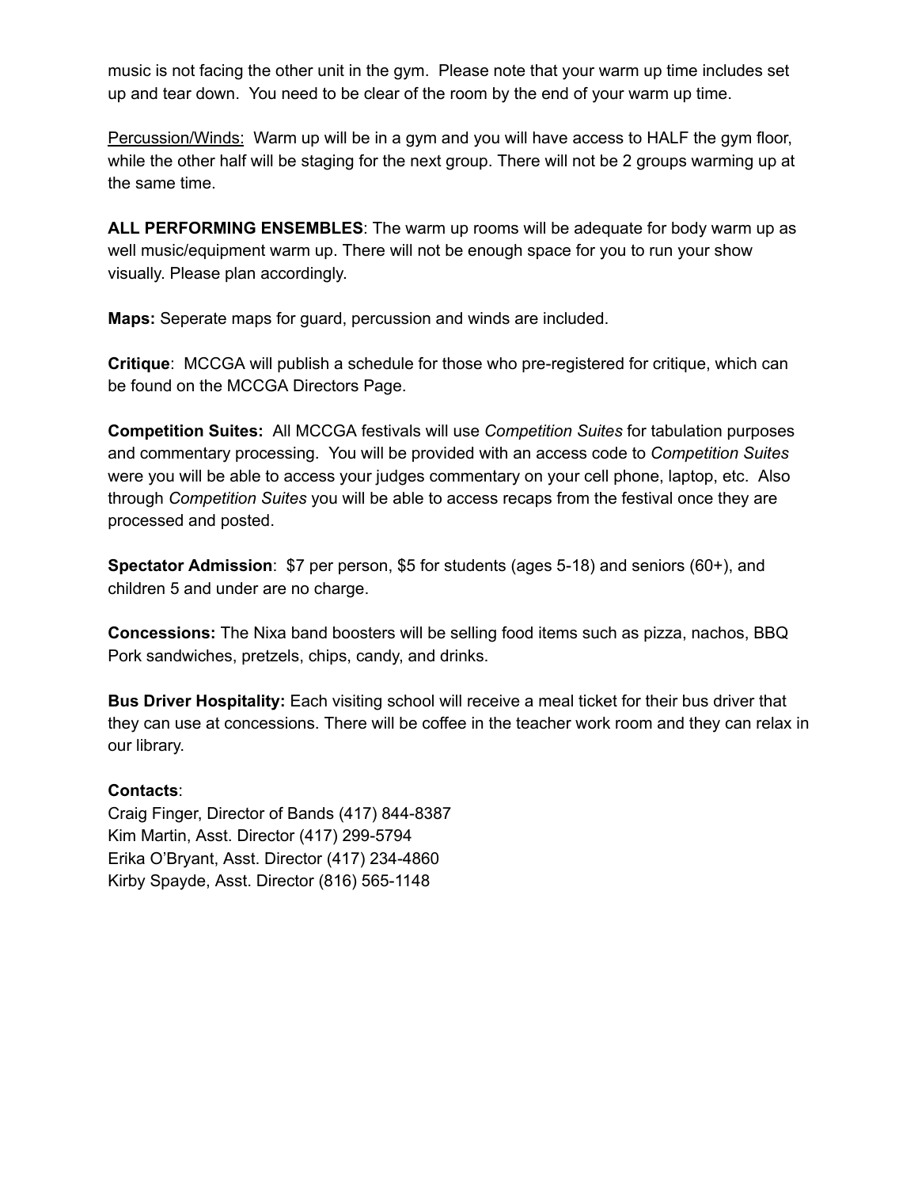music is not facing the other unit in the gym. Please note that your warm up time includes set up and tear down. You need to be clear of the room by the end of your warm up time.

<u>Percussion/Winds:</u> Warm up will be in a gym and you will have access to HALF the gym floor, while the other half will be staging for the next group. There will not be 2 groups warming up at the same time.

**ALL PERFORMING ENSEMBLES**: The warm up rooms will be adequate for body warm up as well music/equipment warm up. There will not be enough space for you to run your show visually. Please plan accordingly.

**Maps:** Seperate maps for guard, percussion and winds are included.

**Critique**: MCCGA will publish a schedule for those who pre-registered for critique, which can be found on the MCCGA Directors Page.

**Competition Suites:** All MCCGA festivals will use *Competition Suites* for tabulation purposes and commentary processing. You will be provided with an access code to *Competition Suites* were you will be able to access your judges commentary on your cell phone, laptop, etc. Also through *Competition Suites* you will be able to access recaps from the festival once they are processed and posted.

**Spectator Admission**: $7 per person, $5 for students (ages 5-18) and seniors (60+), and children 5 and under are no charge.

**Concessions:** The Nixa band boosters will be selling food items such as pizza, nachos, BBQ Pork sandwiches, pretzels, chips, candy, and drinks.

**Bus Driver Hospitality:** Each visiting school will receive a meal ticket for their bus driver that they can use at concessions. There will be coffee in the teacher work room and they can relax in our library.

**Contacts**:
Craig Finger, Director of Bands (417) 844-8387
Kim Martin, Asst. Director (417) 299-5794
Erika O'Bryant, Asst. Director (417) 234-4860
Kirby Spayde, Asst. Director (816) 565-1148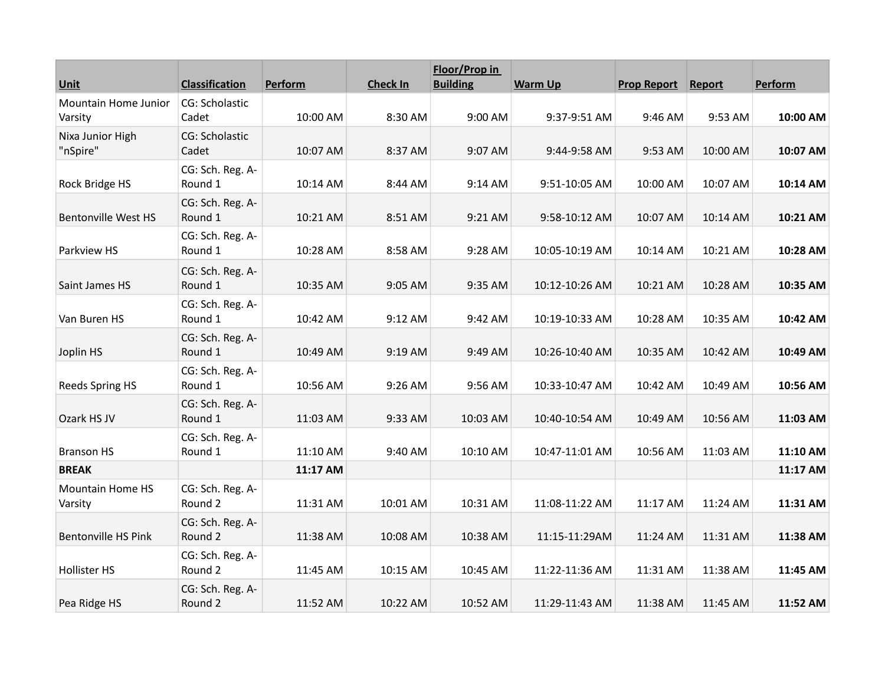| Unit | Classification | Perform | Check In | Floor/Prop in Building | Warm Up | Prop Report | Report | Perform |
|---|---|---|---|---|---|---|---|---|
| Mountain Home Junior Varsity | CG: Scholastic Cadet | 10:00 AM | 8:30 AM | 9:00 AM | 9:37-9:51 AM | 9:46 AM | 9:53 AM | **10:00 AM** |
| Nixa Junior High "nSpire" | CG: Scholastic Cadet | 10:07 AM | 8:37 AM | 9:07 AM | 9:44-9:58 AM | 9:53 AM | 10:00 AM | **10:07 AM** |
| Rock Bridge HS | CG: Sch. Reg. A-Round 1 | 10:14 AM | 8:44 AM | 9:14 AM | 9:51-10:05 AM | 10:00 AM | 10:07 AM | **10:14 AM** |
| Bentonville West HS | CG: Sch. Reg. A-Round 1 | 10:21 AM | 8:51 AM | 9:21 AM | 9:58-10:12 AM | 10:07 AM | 10:14 AM | **10:21 AM** |
| Parkview HS | CG: Sch. Reg. A-Round 1 | 10:28 AM | 8:58 AM | 9:28 AM | 10:05-10:19 AM | 10:14 AM | 10:21 AM | **10:28 AM** |
| Saint James HS | CG: Sch. Reg. A-Round 1 | 10:35 AM | 9:05 AM | 9:35 AM | 10:12-10:26 AM | 10:21 AM | 10:28 AM | **10:35 AM** |
| Van Buren HS | CG: Sch. Reg. A-Round 1 | 10:42 AM | 9:12 AM | 9:42 AM | 10:19-10:33 AM | 10:28 AM | 10:35 AM | **10:42 AM** |
| Joplin HS | CG: Sch. Reg. A-Round 1 | 10:49 AM | 9:19 AM | 9:49 AM | 10:26-10:40 AM | 10:35 AM | 10:42 AM | **10:49 AM** |
| Reeds Spring HS | CG: Sch. Reg. A-Round 1 | 10:56 AM | 9:26 AM | 9:56 AM | 10:33-10:47 AM | 10:42 AM | 10:49 AM | **10:56 AM** |
| Ozark HS JV | CG: Sch. Reg. A-Round 1 | 11:03 AM | 9:33 AM | 10:03 AM | 10:40-10:54 AM | 10:49 AM | 10:56 AM | **11:03 AM** |
| Branson HS | CG: Sch. Reg. A-Round 1 | 11:10 AM | 9:40 AM | 10:10 AM | 10:47-11:01 AM | 10:56 AM | 11:03 AM | **11:10 AM** |
| **BREAK** | | **11:17 AM** | | | | | | **11:17 AM** |
| Mountain Home HS Varsity | CG: Sch. Reg. A-Round 2 | 11:31 AM | 10:01 AM | 10:31 AM | 11:08-11:22 AM | 11:17 AM | 11:24 AM | **11:31 AM** |
| Bentonville HS Pink | CG: Sch. Reg. A-Round 2 | 11:38 AM | 10:08 AM | 10:38 AM | 11:15-11:29AM | 11:24 AM | 11:31 AM | **11:38 AM** |
| Hollister HS | CG: Sch. Reg. A-Round 2 | 11:45 AM | 10:15 AM | 10:45 AM | 11:22-11:36 AM | 11:31 AM | 11:38 AM | **11:45 AM** |
| Pea Ridge HS | CG: Sch. Reg. A-Round 2 | 11:52 AM | 10:22 AM | 10:52 AM | 11:29-11:43 AM | 11:38 AM | 11:45 AM | **11:52 AM** |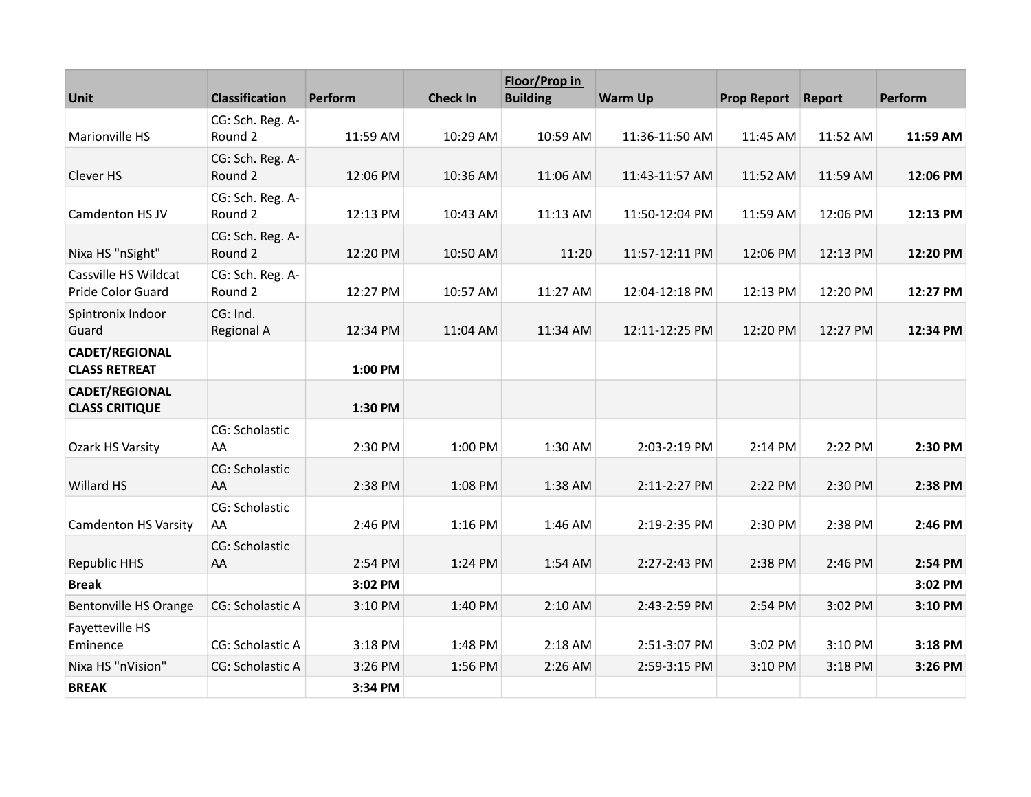| Unit | Classification | Perform | Check In | Floor/Prop in Building | Warm Up | Prop Report | Report | Perform |
|---|---|---|---|---|---|---|---|---|
| Marionville HS | CG: Sch. Reg. A-Round 2 | 11:59 AM | 10:29 AM | 10:59 AM | 11:36-11:50 AM | 11:45 AM | 11:52 AM | **11:59 AM** |
| Clever HS | CG: Sch. Reg. A-Round 2 | 12:06 PM | 10:36 AM | 11:06 AM | 11:43-11:57 AM | 11:52 AM | 11:59 AM | **12:06 PM** |
| Camdenton HS JV | CG: Sch. Reg. A-Round 2 | 12:13 PM | 10:43 AM | 11:13 AM | 11:50-12:04 PM | 11:59 AM | 12:06 PM | **12:13 PM** |
| Nixa HS "nSight" | CG: Sch. Reg. A-Round 2 | 12:20 PM | 10:50 AM | 11:20 | 11:57-12:11 PM | 12:06 PM | 12:13 PM | **12:20 PM** |
| Cassville HS Wildcat Pride Color Guard | CG: Sch. Reg. A-Round 2 | 12:27 PM | 10:57 AM | 11:27 AM | 12:04-12:18 PM | 12:13 PM | 12:20 PM | **12:27 PM** |
| Spintronix Indoor Guard | CG: Ind. Regional A | 12:34 PM | 11:04 AM | 11:34 AM | 12:11-12:25 PM | 12:20 PM | 12:27 PM | **12:34 PM** |
| **CADET/REGIONAL CLASS RETREAT** | | **1:00 PM** | | | | | | |
| **CADET/REGIONAL CLASS CRITIQUE** | | **1:30 PM** | | | | | | |
| Ozark HS Varsity | CG: Scholastic AA | 2:30 PM | 1:00 PM | 1:30 AM | 2:03-2:19 PM | 2:14 PM | 2:22 PM | **2:30 PM** |
| Willard HS | CG: Scholastic AA | 2:38 PM | 1:08 PM | 1:38 AM | 2:11-2:27 PM | 2:22 PM | 2:30 PM | **2:38 PM** |
| Camdenton HS Varsity | CG: Scholastic AA | 2:46 PM | 1:16 PM | 1:46 AM | 2:19-2:35 PM | 2:30 PM | 2:38 PM | **2:46 PM** |
| Republic HHS | CG: Scholastic AA | 2:54 PM | 1:24 PM | 1:54 AM | 2:27-2:43 PM | 2:38 PM | 2:46 PM | **2:54 PM** |
| **Break** | | **3:02 PM** | | | | | | **3:02 PM** |
| Bentonville HS Orange | CG: Scholastic A | 3:10 PM | 1:40 PM | 2:10 AM | 2:43-2:59 PM | 2:54 PM | 3:02 PM | **3:10 PM** |
| Fayetteville HS Eminence | CG: Scholastic A | 3:18 PM | 1:48 PM | 2:18 AM | 2:51-3:07 PM | 3:02 PM | 3:10 PM | **3:18 PM** |
| Nixa HS "nVision" | CG: Scholastic A | 3:26 PM | 1:56 PM | 2:26 AM | 2:59-3:15 PM | 3:10 PM | 3:18 PM | **3:26 PM** |
| **BREAK** | | **3:34 PM** | | | | | | |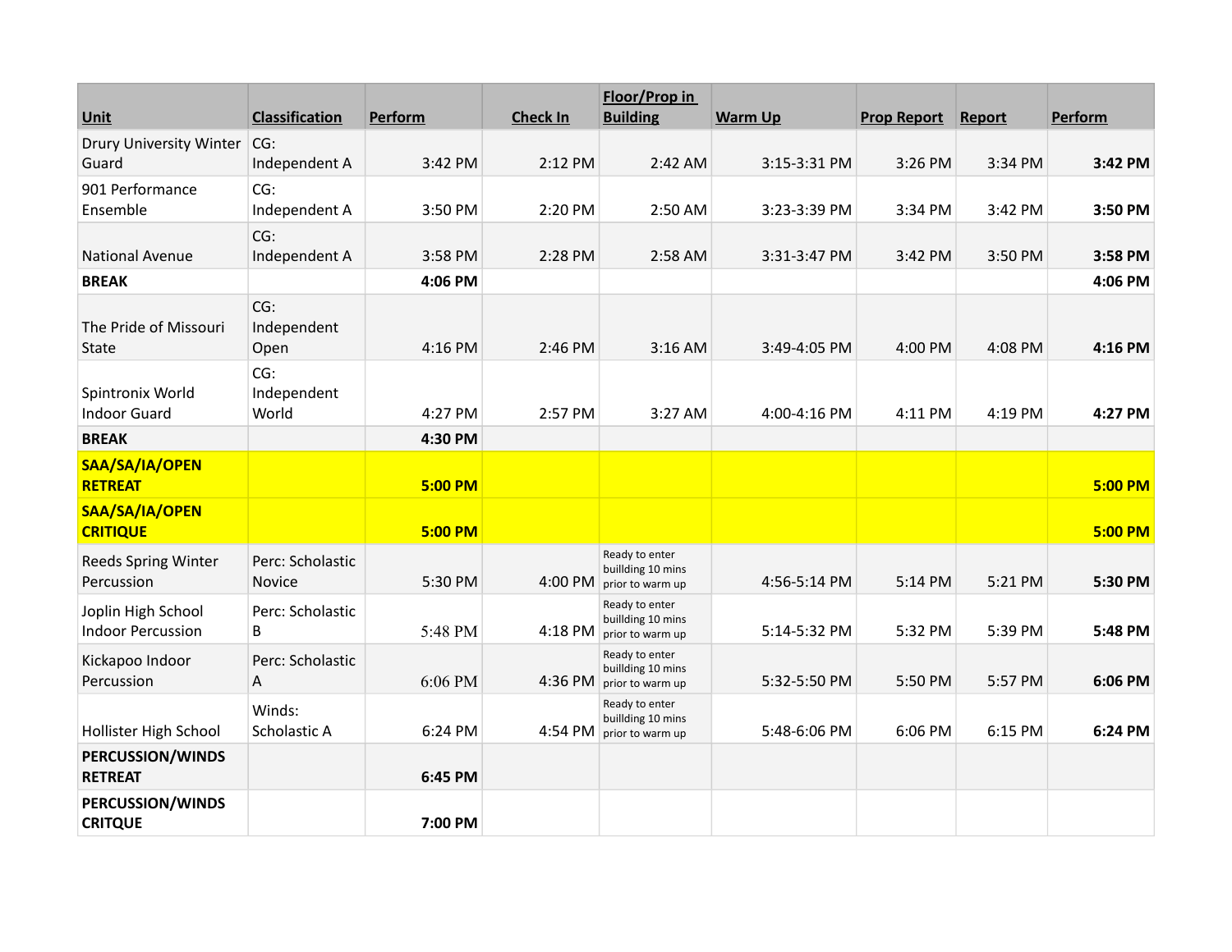| Unit | Classification | Perform | Check In | Floor/Prop in Building | Warm Up | Prop Report | Report | Perform |
|---|---|---|---|---|---|---|---|---|
| Drury University Winter Guard | CG: Independent A | 3:42 PM | 2:12 PM | 2:42 AM | 3:15-3:31 PM | 3:26 PM | 3:34 PM | **3:42 PM** |
| 901 Performance Ensemble | CG: Independent A | 3:50 PM | 2:20 PM | 2:50 AM | 3:23-3:39 PM | 3:34 PM | 3:42 PM | **3:50 PM** |
| National Avenue | CG: Independent A | 3:58 PM | 2:28 PM | 2:58 AM | 3:31-3:47 PM | 3:42 PM | 3:50 PM | **3:58 PM** |
| **BREAK** | | **4:06 PM** | | | | | | **4:06 PM** |
| The Pride of Missouri State | CG: Independent Open | 4:16 PM | 2:46 PM | 3:16 AM | 3:49-4:05 PM | 4:00 PM | 4:08 PM | **4:16 PM** |
| Spintronix World Indoor Guard | CG: Independent World | 4:27 PM | 2:57 PM | 3:27 AM | 4:00-4:16 PM | 4:11 PM | 4:19 PM | **4:27 PM** |
| **BREAK** | | **4:30 PM** | | | | | | |
| **SAA/SA/IA/OPEN RETREAT** | | **5:00 PM** | | | | | | **5:00 PM** |
| **SAA/SA/IA/OPEN CRITIQUE** | | **5:00 PM** | | | | | | **5:00 PM** |
| Reeds Spring Winter Percussion | Perc: Scholastic Novice | 5:30 PM | 4:00 PM | Ready to enter buillding 10 mins prior to warm up | 4:56-5:14 PM | 5:14 PM | 5:21 PM | **5:30 PM** |
| Joplin High School Indoor Percussion | Perc: Scholastic B | 5:48 PM | 4:18 PM | Ready to enter buillding 10 mins prior to warm up | 5:14-5:32 PM | 5:32 PM | 5:39 PM | **5:48 PM** |
| Kickapoo Indoor Percussion | Perc: Scholastic A | 6:06 PM | 4:36 PM | Ready to enter buillding 10 mins prior to warm up | 5:32-5:50 PM | 5:50 PM | 5:57 PM | **6:06 PM** |
| Hollister High School | Winds: Scholastic A | 6:24 PM | 4:54 PM | Ready to enter buillding 10 mins prior to warm up | 5:48-6:06 PM | 6:06 PM | 6:15 PM | **6:24 PM** |
| **PERCUSSION/WINDS RETREAT** | | **6:45 PM** | | | | | | |
| **PERCUSSION/WINDS CRITQUE** | | **7:00 PM** | | | | | | |